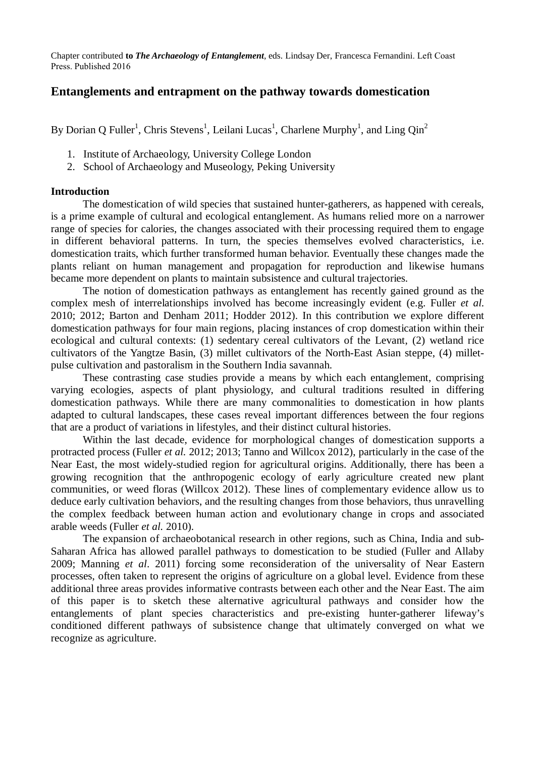Chapter contributed **to *The Archaeology of Entanglement***, eds. Lindsay Der, Francesca Fernandini. Left Coast Press. Published 2016

## Entanglements and entrapment on the pathway towards domestication

By Dorian Q Fuller[1], Chris Stevens[1], Leilani Lucas[1], Charlene Murphy[1], and Ling Qin[2]

1. Institute of Archaeology, University College London
2. School of Archaeology and Museology, Peking University

### Introduction

The domestication of wild species that sustained hunter-gatherers, as happened with cereals, is a prime example of cultural and ecological entanglement. As humans relied more on a narrower range of species for calories, the changes associated with their processing required them to engage in different behavioral patterns. In turn, the species themselves evolved characteristics, i.e. domestication traits, which further transformed human behavior. Eventually these changes made the plants reliant on human management and propagation for reproduction and likewise humans became more dependent on plants to maintain subsistence and cultural trajectories.

The notion of domestication pathways as entanglement has recently gained ground as the complex mesh of interrelationships involved has become increasingly evident (e.g. Fuller *et al.* 2010; 2012; Barton and Denham 2011; Hodder 2012). In this contribution we explore different domestication pathways for four main regions, placing instances of crop domestication within their ecological and cultural contexts: (1) sedentary cereal cultivators of the Levant, (2) wetland rice cultivators of the Yangtze Basin, (3) millet cultivators of the North-East Asian steppe, (4) millet-pulse cultivation and pastoralism in the Southern India savannah.

These contrasting case studies provide a means by which each entanglement, comprising varying ecologies, aspects of plant physiology, and cultural traditions resulted in differing domestication pathways. While there are many commonalities to domestication in how plants adapted to cultural landscapes, these cases reveal important differences between the four regions that are a product of variations in lifestyles, and their distinct cultural histories.

Within the last decade, evidence for morphological changes of domestication supports a protracted process (Fuller *et al.* 2012; 2013; Tanno and Willcox 2012), particularly in the case of the Near East, the most widely-studied region for agricultural origins. Additionally, there has been a growing recognition that the anthropogenic ecology of early agriculture created new plant communities, or weed floras (Willcox 2012). These lines of complementary evidence allow us to deduce early cultivation behaviors, and the resulting changes from those behaviors, thus unravelling the complex feedback between human action and evolutionary change in crops and associated arable weeds (Fuller *et al.* 2010).

The expansion of archaeobotanical research in other regions, such as China, India and sub-Saharan Africa has allowed parallel pathways to domestication to be studied (Fuller and Allaby 2009; Manning *et al*. 2011) forcing some reconsideration of the universality of Near Eastern processes, often taken to represent the origins of agriculture on a global level. Evidence from these additional three areas provides informative contrasts between each other and the Near East. The aim of this paper is to sketch these alternative agricultural pathways and consider how the entanglements of plant species characteristics and pre-existing hunter-gatherer lifeway's conditioned different pathways of subsistence change that ultimately converged on what we recognize as agriculture.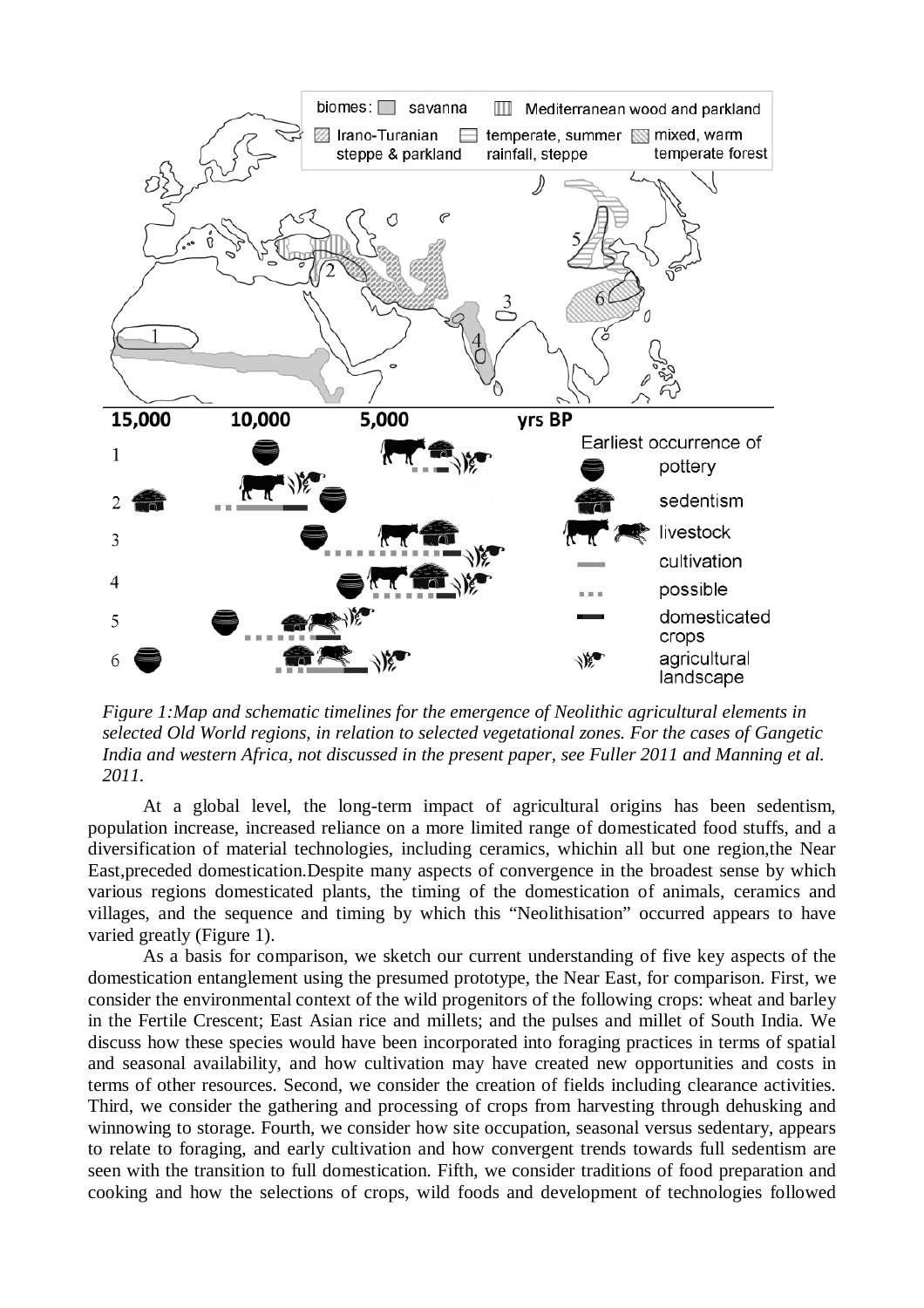*Figure 1:Map and schematic timelines for the emergence of Neolithic agricultural elements in selected Old World regions, in relation to selected vegetational zones. For the cases of Gangetic India and western Africa, not discussed in the present paper, see Fuller 2011 and Manning et al. 2011.*

At a global level, the long-term impact of agricultural origins has been sedentism, population increase, increased reliance on a more limited range of domesticated food stuffs, and a diversification of material technologies, including ceramics, whichin all but one region,the Near East,preceded domestication.Despite many aspects of convergence in the broadest sense by which various regions domesticated plants, the timing of the domestication of animals, ceramics and villages, and the sequence and timing by which this "Neolithisation" occurred appears to have varied greatly (Figure 1).

As a basis for comparison, we sketch our current understanding of five key aspects of the domestication entanglement using the presumed prototype, the Near East, for comparison. First, we consider the environmental context of the wild progenitors of the following crops: wheat and barley in the Fertile Crescent; East Asian rice and millets; and the pulses and millet of South India. We discuss how these species would have been incorporated into foraging practices in terms of spatial and seasonal availability, and how cultivation may have created new opportunities and costs in terms of other resources. Second, we consider the creation of fields including clearance activities. Third, we consider the gathering and processing of crops from harvesting through dehusking and winnowing to storage. Fourth, we consider how site occupation, seasonal versus sedentary, appears to relate to foraging, and early cultivation and how convergent trends towards full sedentism are seen with the transition to full domestication. Fifth, we consider traditions of food preparation and cooking and how the selections of crops, wild foods and development of technologies followed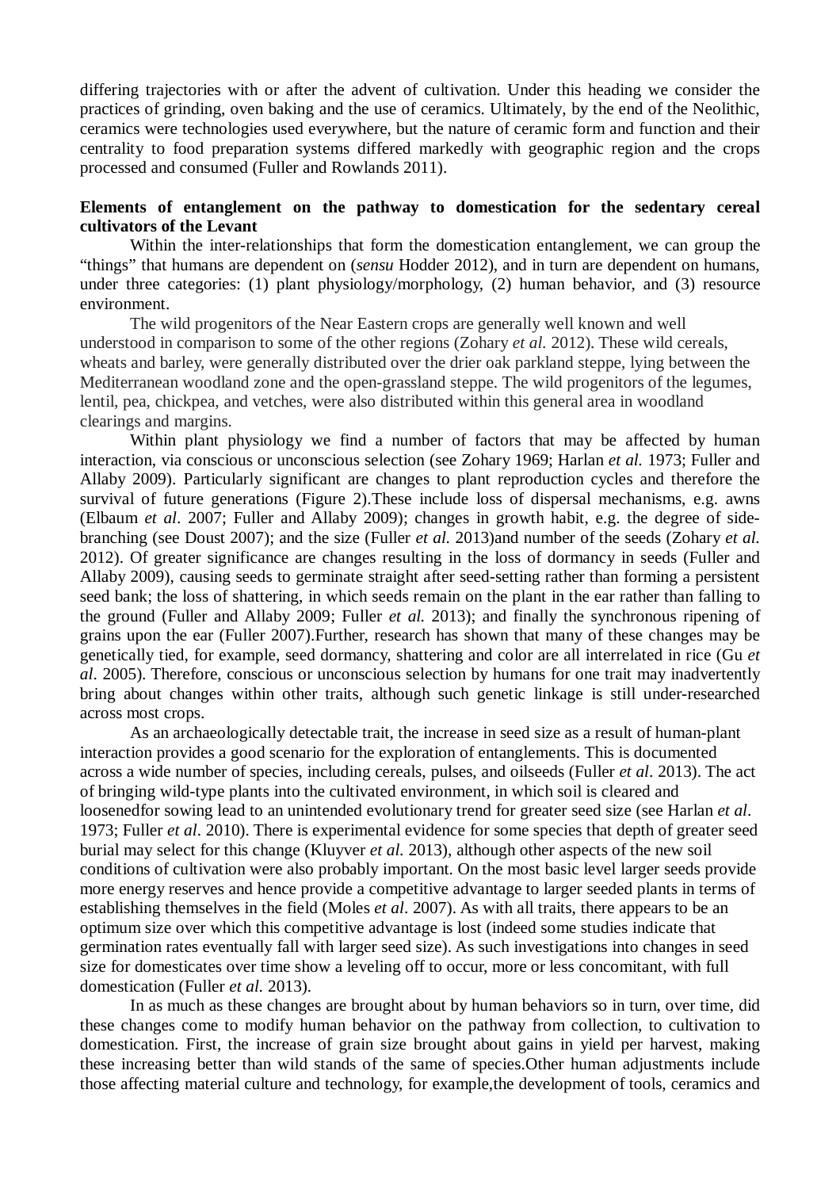differing trajectories with or after the advent of cultivation. Under this heading we consider the practices of grinding, oven baking and the use of ceramics. Ultimately, by the end of the Neolithic, ceramics were technologies used everywhere, but the nature of ceramic form and function and their centrality to food preparation systems differed markedly with geographic region and the crops processed and consumed (Fuller and Rowlands 2011).

**Elements of entanglement on the pathway to domestication for the sedentary cereal cultivators of the Levant**

Within the inter-relationships that form the domestication entanglement, we can group the "things" that humans are dependent on (*sensu* Hodder 2012), and in turn are dependent on humans, under three categories: (1) plant physiology/morphology, (2) human behavior, and (3) resource environment.

The wild progenitors of the Near Eastern crops are generally well known and well understood in comparison to some of the other regions (Zohary *et al.* 2012). These wild cereals, wheats and barley, were generally distributed over the drier oak parkland steppe, lying between the Mediterranean woodland zone and the open-grassland steppe. The wild progenitors of the legumes, lentil, pea, chickpea, and vetches, were also distributed within this general area in woodland clearings and margins.

Within plant physiology we find a number of factors that may be affected by human interaction, via conscious or unconscious selection (see Zohary 1969; Harlan *et al.* 1973; Fuller and Allaby 2009). Particularly significant are changes to plant reproduction cycles and therefore the survival of future generations (Figure 2).These include loss of dispersal mechanisms, e.g. awns (Elbaum *et al*. 2007; Fuller and Allaby 2009); changes in growth habit, e.g. the degree of side-branching (see Doust 2007); and the size (Fuller *et al.* 2013)and number of the seeds (Zohary *et al.* 2012). Of greater significance are changes resulting in the loss of dormancy in seeds (Fuller and Allaby 2009), causing seeds to germinate straight after seed-setting rather than forming a persistent seed bank; the loss of shattering, in which seeds remain on the plant in the ear rather than falling to the ground (Fuller and Allaby 2009; Fuller *et al.* 2013); and finally the synchronous ripening of grains upon the ear (Fuller 2007).Further, research has shown that many of these changes may be genetically tied, for example, seed dormancy, shattering and color are all interrelated in rice (Gu *et al*. 2005). Therefore, conscious or unconscious selection by humans for one trait may inadvertently bring about changes within other traits, although such genetic linkage is still under-researched across most crops.

As an archaeologically detectable trait, the increase in seed size as a result of human-plant interaction provides a good scenario for the exploration of entanglements. This is documented across a wide number of species, including cereals, pulses, and oilseeds (Fuller *et al*. 2013). The act of bringing wild-type plants into the cultivated environment, in which soil is cleared and loosenedfor sowing lead to an unintended evolutionary trend for greater seed size (see Harlan *et al*. 1973; Fuller *et al*. 2010). There is experimental evidence for some species that depth of greater seed burial may select for this change (Kluyver *et al.* 2013), although other aspects of the new soil conditions of cultivation were also probably important. On the most basic level larger seeds provide more energy reserves and hence provide a competitive advantage to larger seeded plants in terms of establishing themselves in the field (Moles *et al*. 2007). As with all traits, there appears to be an optimum size over which this competitive advantage is lost (indeed some studies indicate that germination rates eventually fall with larger seed size). As such investigations into changes in seed size for domesticates over time show a leveling off to occur, more or less concomitant, with full domestication (Fuller *et al.* 2013).

In as much as these changes are brought about by human behaviors so in turn, over time, did these changes come to modify human behavior on the pathway from collection, to cultivation to domestication. First, the increase of grain size brought about gains in yield per harvest, making these increasing better than wild stands of the same of species.Other human adjustments include those affecting material culture and technology, for example,the development of tools, ceramics and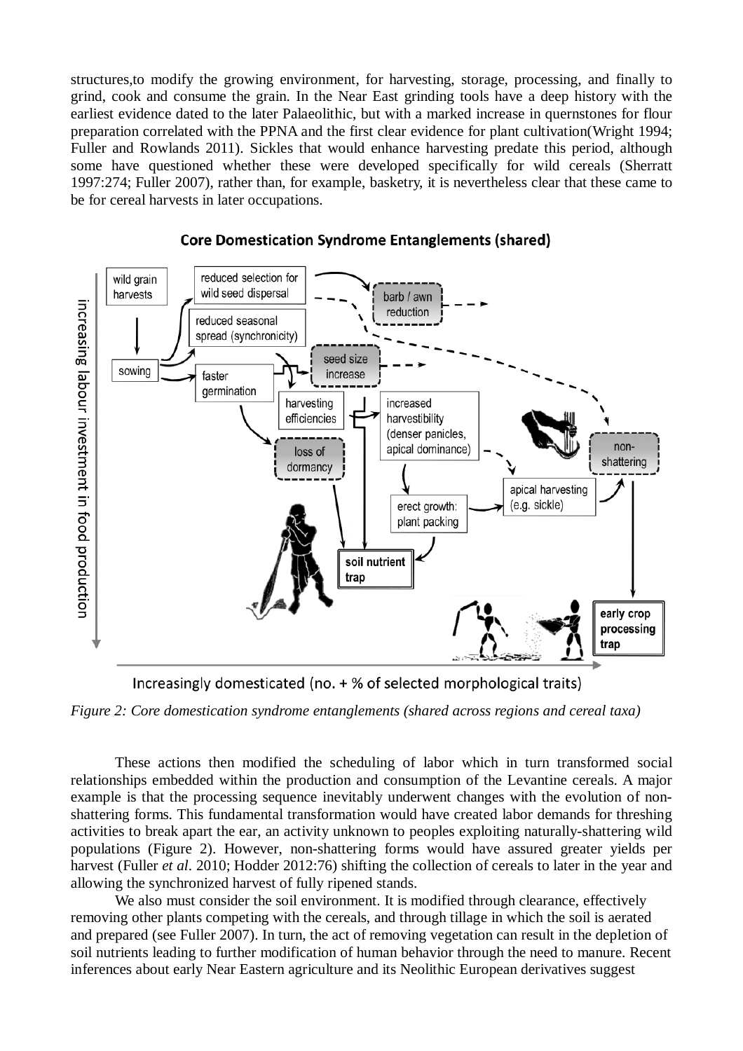structures,to modify the growing environment, for harvesting, storage, processing, and finally to grind, cook and consume the grain. In the Near East grinding tools have a deep history with the earliest evidence dated to the later Palaeolithic, but with a marked increase in quernstones for flour preparation correlated with the PPNA and the first clear evidence for plant cultivation(Wright 1994; Fuller and Rowlands 2011). Sickles that would enhance harvesting predate this period, although some have questioned whether these were developed specifically for wild cereals (Sherratt 1997:274; Fuller 2007), rather than, for example, basketry, it is nevertheless clear that these came to be for cereal harvests in later occupations.

*Figure 2: Core domestication syndrome entanglements (shared across regions and cereal taxa)*

These actions then modified the scheduling of labor which in turn transformed social relationships embedded within the production and consumption of the Levantine cereals. A major example is that the processing sequence inevitably underwent changes with the evolution of non-shattering forms. This fundamental transformation would have created labor demands for threshing activities to break apart the ear, an activity unknown to peoples exploiting naturally-shattering wild populations (Figure 2). However, non-shattering forms would have assured greater yields per harvest (Fuller *et al*. 2010; Hodder 2012:76) shifting the collection of cereals to later in the year and allowing the synchronized harvest of fully ripened stands.

We also must consider the soil environment. It is modified through clearance, effectively removing other plants competing with the cereals, and through tillage in which the soil is aerated and prepared (see Fuller 2007). In turn, the act of removing vegetation can result in the depletion of soil nutrients leading to further modification of human behavior through the need to manure. Recent inferences about early Near Eastern agriculture and its Neolithic European derivatives suggest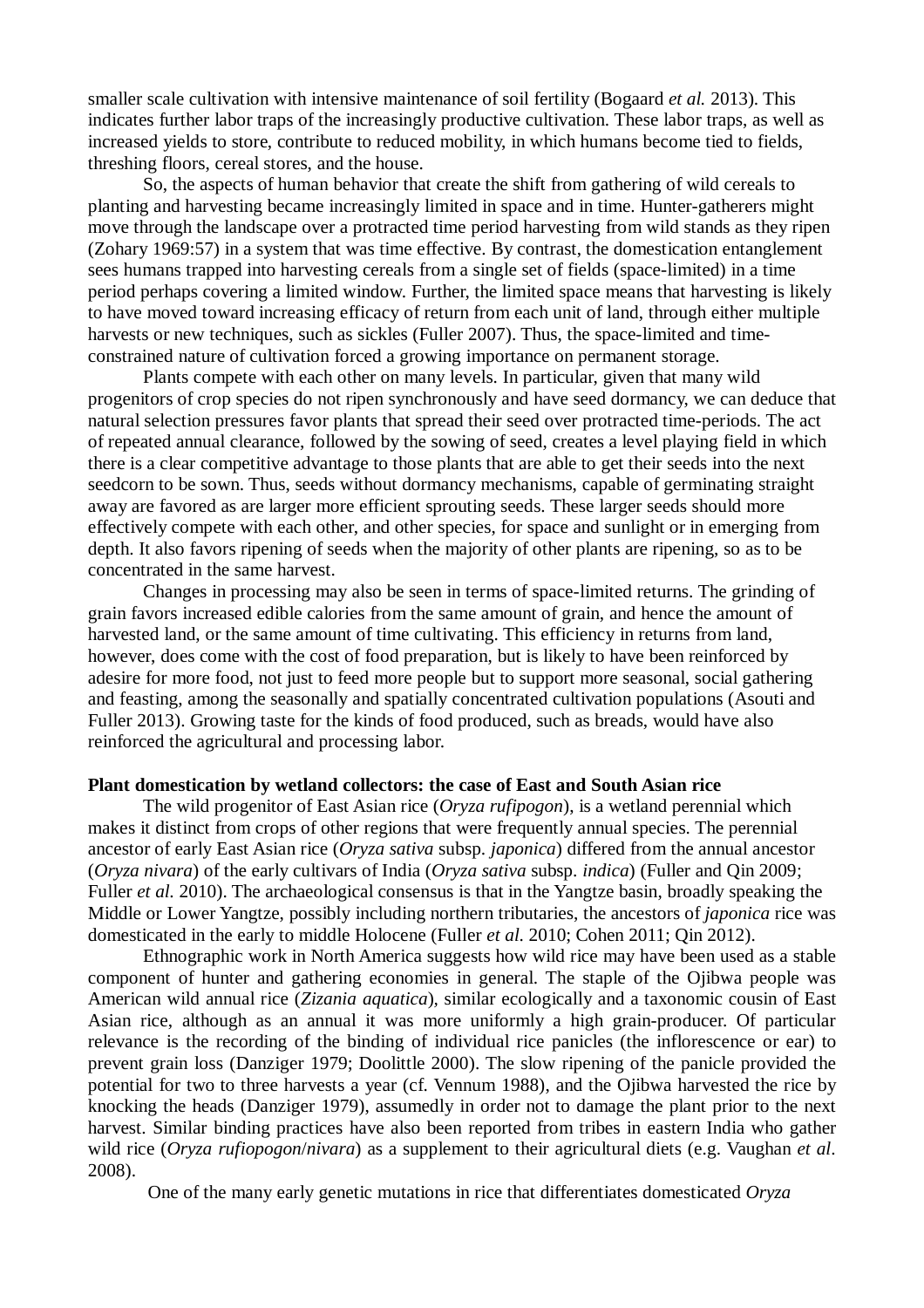smaller scale cultivation with intensive maintenance of soil fertility (Bogaard *et al.* 2013). This indicates further labor traps of the increasingly productive cultivation. These labor traps, as well as increased yields to store, contribute to reduced mobility, in which humans become tied to fields, threshing floors, cereal stores, and the house.

So, the aspects of human behavior that create the shift from gathering of wild cereals to planting and harvesting became increasingly limited in space and in time. Hunter-gatherers might move through the landscape over a protracted time period harvesting from wild stands as they ripen (Zohary 1969:57) in a system that was time effective. By contrast, the domestication entanglement sees humans trapped into harvesting cereals from a single set of fields (space-limited) in a time period perhaps covering a limited window. Further, the limited space means that harvesting is likely to have moved toward increasing efficacy of return from each unit of land, through either multiple harvests or new techniques, such as sickles (Fuller 2007). Thus, the space-limited and time-constrained nature of cultivation forced a growing importance on permanent storage.

Plants compete with each other on many levels. In particular, given that many wild progenitors of crop species do not ripen synchronously and have seed dormancy, we can deduce that natural selection pressures favor plants that spread their seed over protracted time-periods. The act of repeated annual clearance, followed by the sowing of seed, creates a level playing field in which there is a clear competitive advantage to those plants that are able to get their seeds into the next seedcorn to be sown. Thus, seeds without dormancy mechanisms, capable of germinating straight away are favored as are larger more efficient sprouting seeds. These larger seeds should more effectively compete with each other, and other species, for space and sunlight or in emerging from depth. It also favors ripening of seeds when the majority of other plants are ripening, so as to be concentrated in the same harvest.

Changes in processing may also be seen in terms of space-limited returns. The grinding of grain favors increased edible calories from the same amount of grain, and hence the amount of harvested land, or the same amount of time cultivating. This efficiency in returns from land, however, does come with the cost of food preparation, but is likely to have been reinforced by adesire for more food, not just to feed more people but to support more seasonal, social gathering and feasting, among the seasonally and spatially concentrated cultivation populations (Asouti and Fuller 2013). Growing taste for the kinds of food produced, such as breads, would have also reinforced the agricultural and processing labor.

**Plant domestication by wetland collectors: the case of East and South Asian rice**

The wild progenitor of East Asian rice (*Oryza rufipogon*), is a wetland perennial which makes it distinct from crops of other regions that were frequently annual species. The perennial ancestor of early East Asian rice (*Oryza sativa* subsp. *japonica*) differed from the annual ancestor (*Oryza nivara*) of the early cultivars of India (*Oryza sativa* subsp. *indica*) (Fuller and Qin 2009; Fuller *et al.* 2010). The archaeological consensus is that in the Yangtze basin, broadly speaking the Middle or Lower Yangtze, possibly including northern tributaries, the ancestors of *japonica* rice was domesticated in the early to middle Holocene (Fuller *et al.* 2010; Cohen 2011; Qin 2012).

Ethnographic work in North America suggests how wild rice may have been used as a stable component of hunter and gathering economies in general. The staple of the Ojibwa people was American wild annual rice (*Zizania aquatica*), similar ecologically and a taxonomic cousin of East Asian rice, although as an annual it was more uniformly a high grain-producer. Of particular relevance is the recording of the binding of individual rice panicles (the inflorescence or ear) to prevent grain loss (Danziger 1979; Doolittle 2000). The slow ripening of the panicle provided the potential for two to three harvests a year (cf. Vennum 1988), and the Ojibwa harvested the rice by knocking the heads (Danziger 1979), assumedly in order not to damage the plant prior to the next harvest. Similar binding practices have also been reported from tribes in eastern India who gather wild rice (*Oryza rufiopogon*/*nivara*) as a supplement to their agricultural diets (e.g. Vaughan *et al*. 2008).

One of the many early genetic mutations in rice that differentiates domesticated *Oryza*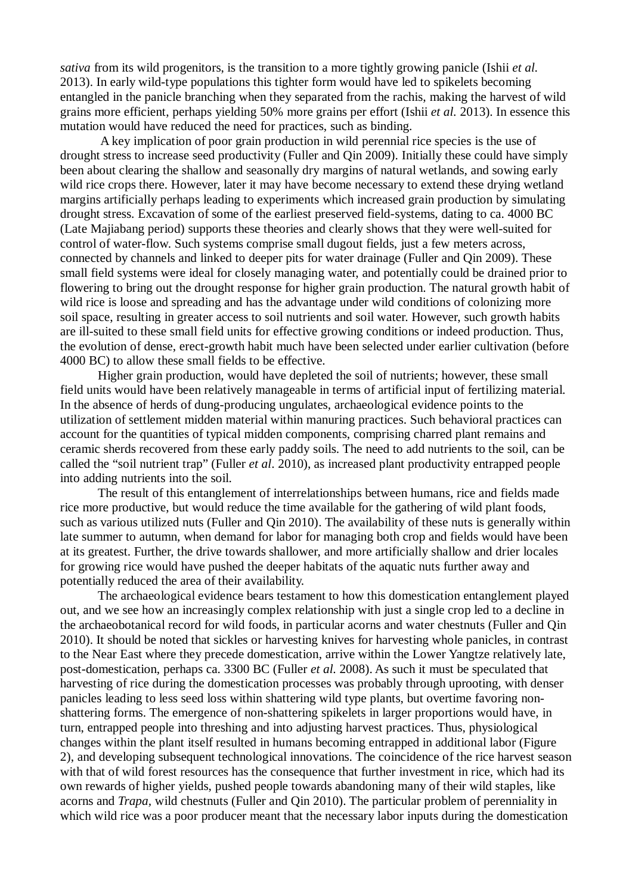*sativa* from its wild progenitors, is the transition to a more tightly growing panicle (Ishii *et al.* 2013). In early wild-type populations this tighter form would have led to spikelets becoming entangled in the panicle branching when they separated from the rachis, making the harvest of wild grains more efficient, perhaps yielding 50% more grains per effort (Ishii *et al.* 2013). In essence this mutation would have reduced the need for practices, such as binding.

A key implication of poor grain production in wild perennial rice species is the use of drought stress to increase seed productivity (Fuller and Qin 2009). Initially these could have simply been about clearing the shallow and seasonally dry margins of natural wetlands, and sowing early wild rice crops there. However, later it may have become necessary to extend these drying wetland margins artificially perhaps leading to experiments which increased grain production by simulating drought stress. Excavation of some of the earliest preserved field-systems, dating to ca. 4000 BC (Late Majiabang period) supports these theories and clearly shows that they were well-suited for control of water-flow. Such systems comprise small dugout fields, just a few meters across, connected by channels and linked to deeper pits for water drainage (Fuller and Qin 2009). These small field systems were ideal for closely managing water, and potentially could be drained prior to flowering to bring out the drought response for higher grain production. The natural growth habit of wild rice is loose and spreading and has the advantage under wild conditions of colonizing more soil space, resulting in greater access to soil nutrients and soil water. However, such growth habits are ill-suited to these small field units for effective growing conditions or indeed production. Thus, the evolution of dense, erect-growth habit much have been selected under earlier cultivation (before 4000 BC) to allow these small fields to be effective.

Higher grain production, would have depleted the soil of nutrients; however, these small field units would have been relatively manageable in terms of artificial input of fertilizing material. In the absence of herds of dung-producing ungulates, archaeological evidence points to the utilization of settlement midden material within manuring practices. Such behavioral practices can account for the quantities of typical midden components, comprising charred plant remains and ceramic sherds recovered from these early paddy soils. The need to add nutrients to the soil, can be called the "soil nutrient trap" (Fuller *et al*. 2010), as increased plant productivity entrapped people into adding nutrients into the soil.

The result of this entanglement of interrelationships between humans, rice and fields made rice more productive, but would reduce the time available for the gathering of wild plant foods, such as various utilized nuts (Fuller and Qin 2010). The availability of these nuts is generally within late summer to autumn, when demand for labor for managing both crop and fields would have been at its greatest. Further, the drive towards shallower, and more artificially shallow and drier locales for growing rice would have pushed the deeper habitats of the aquatic nuts further away and potentially reduced the area of their availability.

The archaeological evidence bears testament to how this domestication entanglement played out, and we see how an increasingly complex relationship with just a single crop led to a decline in the archaeobotanical record for wild foods, in particular acorns and water chestnuts (Fuller and Qin 2010). It should be noted that sickles or harvesting knives for harvesting whole panicles, in contrast to the Near East where they precede domestication, arrive within the Lower Yangtze relatively late, post-domestication, perhaps ca. 3300 BC (Fuller *et al.* 2008). As such it must be speculated that harvesting of rice during the domestication processes was probably through uprooting, with denser panicles leading to less seed loss within shattering wild type plants, but overtime favoring non-shattering forms. The emergence of non-shattering spikelets in larger proportions would have, in turn, entrapped people into threshing and into adjusting harvest practices. Thus, physiological changes within the plant itself resulted in humans becoming entrapped in additional labor (Figure 2), and developing subsequent technological innovations. The coincidence of the rice harvest season with that of wild forest resources has the consequence that further investment in rice, which had its own rewards of higher yields, pushed people towards abandoning many of their wild staples, like acorns and *Trapa,* wild chestnuts (Fuller and Qin 2010). The particular problem of perenniality in which wild rice was a poor producer meant that the necessary labor inputs during the domestication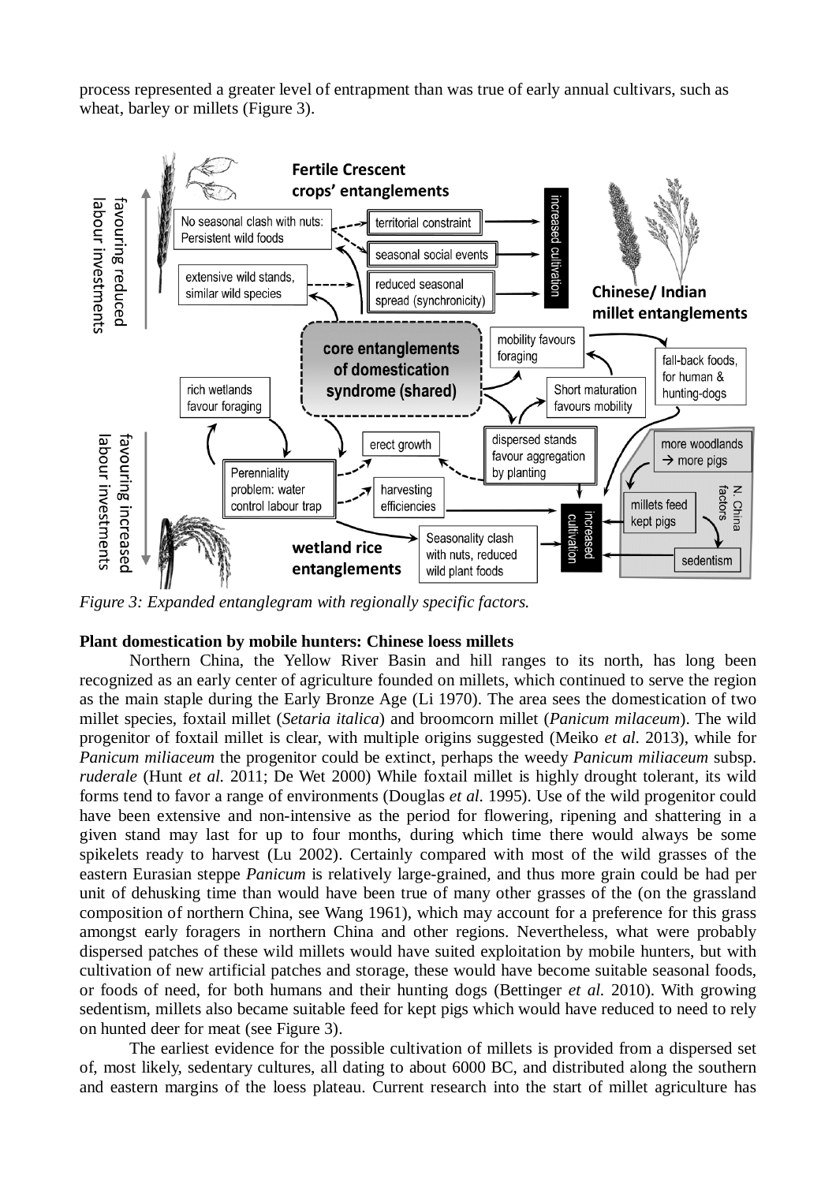process represented a greater level of entrapment than was true of early annual cultivars, such as wheat, barley or millets (Figure 3).

*Figure 3: Expanded entanglegram with regionally specific factors.*

**Plant domestication by mobile hunters: Chinese loess millets**

Northern China, the Yellow River Basin and hill ranges to its north, has long been recognized as an early center of agriculture founded on millets, which continued to serve the region as the main staple during the Early Bronze Age (Li 1970). The area sees the domestication of two millet species, foxtail millet (*Setaria italica*) and broomcorn millet (*Panicum milaceum*). The wild progenitor of foxtail millet is clear, with multiple origins suggested (Meiko *et al.* 2013), while for *Panicum miliaceum* the progenitor could be extinct, perhaps the weedy *Panicum miliaceum* subsp. *ruderale* (Hunt *et al.* 2011; De Wet 2000) While foxtail millet is highly drought tolerant, its wild forms tend to favor a range of environments (Douglas *et al.* 1995). Use of the wild progenitor could have been extensive and non-intensive as the period for flowering, ripening and shattering in a given stand may last for up to four months, during which time there would always be some spikelets ready to harvest (Lu 2002). Certainly compared with most of the wild grasses of the eastern Eurasian steppe *Panicum* is relatively large-grained, and thus more grain could be had per unit of dehusking time than would have been true of many other grasses of the (on the grassland composition of northern China, see Wang 1961), which may account for a preference for this grass amongst early foragers in northern China and other regions. Nevertheless, what were probably dispersed patches of these wild millets would have suited exploitation by mobile hunters, but with cultivation of new artificial patches and storage, these would have become suitable seasonal foods, or foods of need, for both humans and their hunting dogs (Bettinger *et al.* 2010). With growing sedentism, millets also became suitable feed for kept pigs which would have reduced to need to rely on hunted deer for meat (see Figure 3).

The earliest evidence for the possible cultivation of millets is provided from a dispersed set of, most likely, sedentary cultures, all dating to about 6000 BC, and distributed along the southern and eastern margins of the loess plateau. Current research into the start of millet agriculture has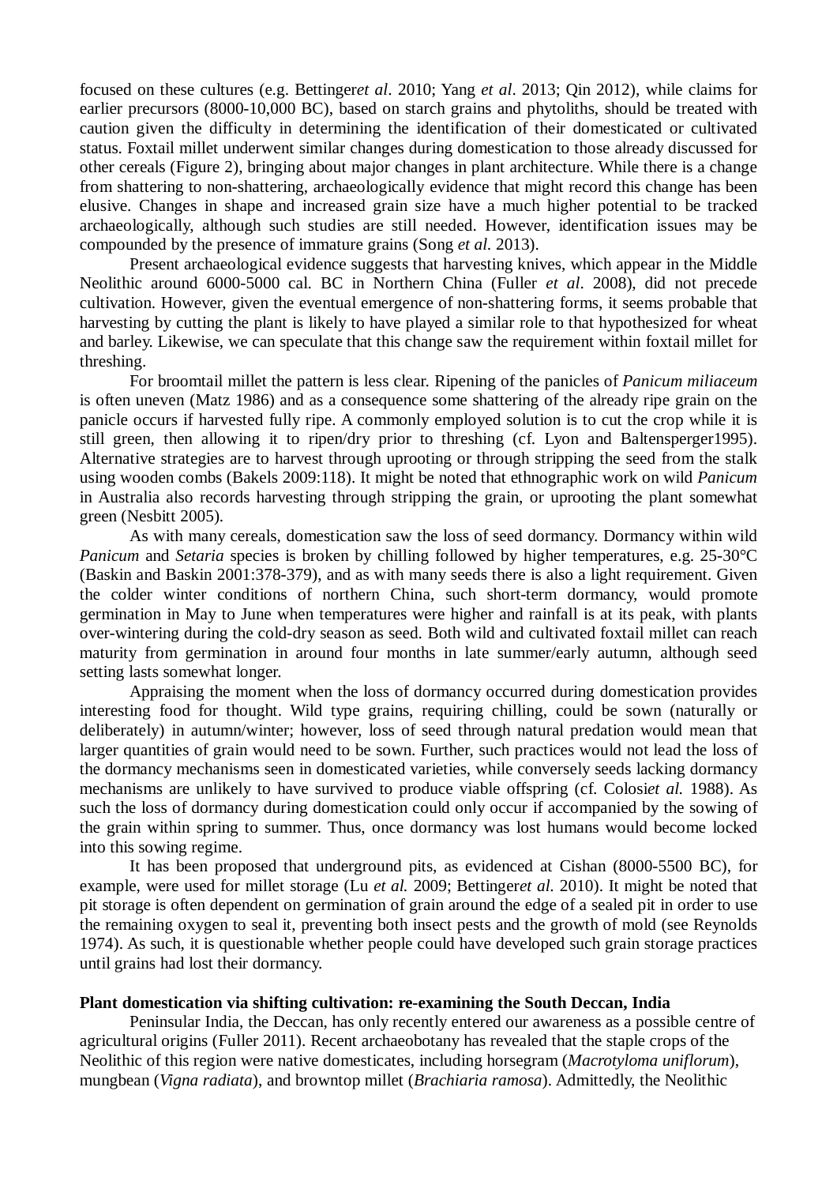focused on these cultures (e.g. Bettinger*et al*. 2010; Yang *et al*. 2013; Qin 2012), while claims for earlier precursors (8000-10,000 BC), based on starch grains and phytoliths, should be treated with caution given the difficulty in determining the identification of their domesticated or cultivated status. Foxtail millet underwent similar changes during domestication to those already discussed for other cereals (Figure 2), bringing about major changes in plant architecture. While there is a change from shattering to non-shattering, archaeologically evidence that might record this change has been elusive. Changes in shape and increased grain size have a much higher potential to be tracked archaeologically, although such studies are still needed. However, identification issues may be compounded by the presence of immature grains (Song *et al.* 2013).

Present archaeological evidence suggests that harvesting knives, which appear in the Middle Neolithic around 6000-5000 cal. BC in Northern China (Fuller *et al*. 2008), did not precede cultivation. However, given the eventual emergence of non-shattering forms, it seems probable that harvesting by cutting the plant is likely to have played a similar role to that hypothesized for wheat and barley. Likewise, we can speculate that this change saw the requirement within foxtail millet for threshing.

For broomtail millet the pattern is less clear. Ripening of the panicles of *Panicum miliaceum* is often uneven (Matz 1986) and as a consequence some shattering of the already ripe grain on the panicle occurs if harvested fully ripe. A commonly employed solution is to cut the crop while it is still green, then allowing it to ripen/dry prior to threshing (cf. Lyon and Baltensperger1995). Alternative strategies are to harvest through uprooting or through stripping the seed from the stalk using wooden combs (Bakels 2009:118). It might be noted that ethnographic work on wild *Panicum* in Australia also records harvesting through stripping the grain, or uprooting the plant somewhat green (Nesbitt 2005).

As with many cereals, domestication saw the loss of seed dormancy. Dormancy within wild *Panicum* and *Setaria* species is broken by chilling followed by higher temperatures, e.g. 25-30°C (Baskin and Baskin 2001:378-379), and as with many seeds there is also a light requirement. Given the colder winter conditions of northern China, such short-term dormancy, would promote germination in May to June when temperatures were higher and rainfall is at its peak, with plants over-wintering during the cold-dry season as seed. Both wild and cultivated foxtail millet can reach maturity from germination in around four months in late summer/early autumn, although seed setting lasts somewhat longer.

Appraising the moment when the loss of dormancy occurred during domestication provides interesting food for thought. Wild type grains, requiring chilling, could be sown (naturally or deliberately) in autumn/winter; however, loss of seed through natural predation would mean that larger quantities of grain would need to be sown. Further, such practices would not lead the loss of the dormancy mechanisms seen in domesticated varieties, while conversely seeds lacking dormancy mechanisms are unlikely to have survived to produce viable offspring (cf. Colosi*et al.* 1988). As such the loss of dormancy during domestication could only occur if accompanied by the sowing of the grain within spring to summer. Thus, once dormancy was lost humans would become locked into this sowing regime.

It has been proposed that underground pits, as evidenced at Cishan (8000-5500 BC), for example, were used for millet storage (Lu *et al.* 2009; Bettinger*et al.* 2010). It might be noted that pit storage is often dependent on germination of grain around the edge of a sealed pit in order to use the remaining oxygen to seal it, preventing both insect pests and the growth of mold (see Reynolds 1974). As such, it is questionable whether people could have developed such grain storage practices until grains had lost their dormancy.

**Plant domestication via shifting cultivation: re-examining the South Deccan, India**

Peninsular India, the Deccan, has only recently entered our awareness as a possible centre of agricultural origins (Fuller 2011). Recent archaeobotany has revealed that the staple crops of the Neolithic of this region were native domesticates, including horsegram (*Macrotyloma uniflorum*), mungbean (*Vigna radiata*), and browntop millet (*Brachiaria ramosa*). Admittedly, the Neolithic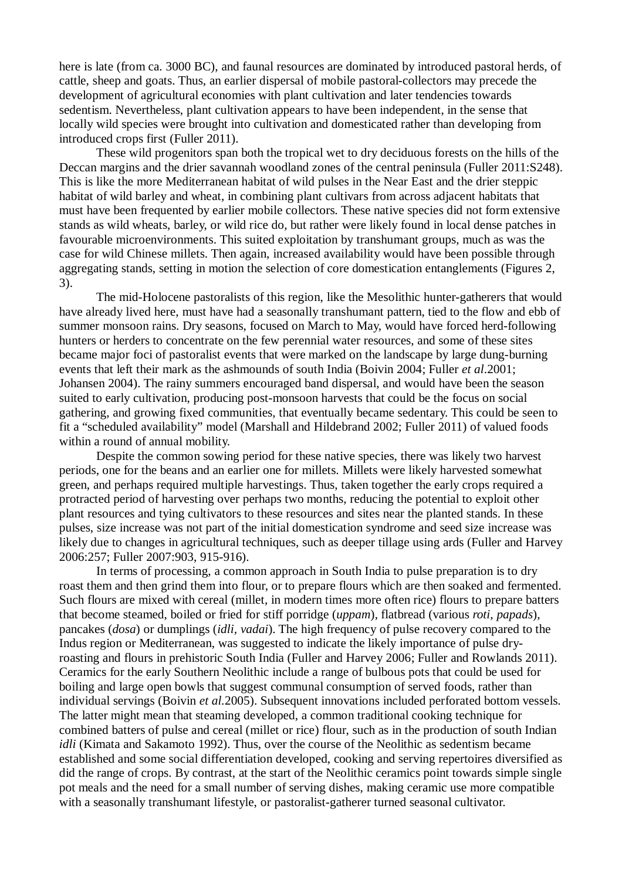here is late (from ca. 3000 BC), and faunal resources are dominated by introduced pastoral herds, of cattle, sheep and goats. Thus, an earlier dispersal of mobile pastoral-collectors may precede the development of agricultural economies with plant cultivation and later tendencies towards sedentism. Nevertheless, plant cultivation appears to have been independent, in the sense that locally wild species were brought into cultivation and domesticated rather than developing from introduced crops first (Fuller 2011).

These wild progenitors span both the tropical wet to dry deciduous forests on the hills of the Deccan margins and the drier savannah woodland zones of the central peninsula (Fuller 2011:S248). This is like the more Mediterranean habitat of wild pulses in the Near East and the drier steppic habitat of wild barley and wheat, in combining plant cultivars from across adjacent habitats that must have been frequented by earlier mobile collectors. These native species did not form extensive stands as wild wheats, barley, or wild rice do, but rather were likely found in local dense patches in favourable microenvironments. This suited exploitation by transhumant groups, much as was the case for wild Chinese millets. Then again, increased availability would have been possible through aggregating stands, setting in motion the selection of core domestication entanglements (Figures 2, 3).

The mid-Holocene pastoralists of this region, like the Mesolithic hunter-gatherers that would have already lived here, must have had a seasonally transhumant pattern, tied to the flow and ebb of summer monsoon rains. Dry seasons, focused on March to May, would have forced herd-following hunters or herders to concentrate on the few perennial water resources, and some of these sites became major foci of pastoralist events that were marked on the landscape by large dung-burning events that left their mark as the ashmounds of south India (Boivin 2004; Fuller *et al*.2001; Johansen 2004). The rainy summers encouraged band dispersal, and would have been the season suited to early cultivation, producing post-monsoon harvests that could be the focus on social gathering, and growing fixed communities, that eventually became sedentary. This could be seen to fit a "scheduled availability" model (Marshall and Hildebrand 2002; Fuller 2011) of valued foods within a round of annual mobility.

Despite the common sowing period for these native species, there was likely two harvest periods, one for the beans and an earlier one for millets. Millets were likely harvested somewhat green, and perhaps required multiple harvestings. Thus, taken together the early crops required a protracted period of harvesting over perhaps two months, reducing the potential to exploit other plant resources and tying cultivators to these resources and sites near the planted stands. In these pulses, size increase was not part of the initial domestication syndrome and seed size increase was likely due to changes in agricultural techniques, such as deeper tillage using ards (Fuller and Harvey 2006:257; Fuller 2007:903, 915-916).

In terms of processing, a common approach in South India to pulse preparation is to dry roast them and then grind them into flour, or to prepare flours which are then soaked and fermented. Such flours are mixed with cereal (millet, in modern times more often rice) flours to prepare batters that become steamed, boiled or fried for stiff porridge (*uppam*), flatbread (various *roti, papads*), pancakes (*dosa*) or dumplings (*idli, vadai*). The high frequency of pulse recovery compared to the Indus region or Mediterranean, was suggested to indicate the likely importance of pulse dry-roasting and flours in prehistoric South India (Fuller and Harvey 2006; Fuller and Rowlands 2011). Ceramics for the early Southern Neolithic include a range of bulbous pots that could be used for boiling and large open bowls that suggest communal consumption of served foods, rather than individual servings (Boivin *et al*.2005). Subsequent innovations included perforated bottom vessels. The latter might mean that steaming developed, a common traditional cooking technique for combined batters of pulse and cereal (millet or rice) flour, such as in the production of south Indian *idli* (Kimata and Sakamoto 1992). Thus, over the course of the Neolithic as sedentism became established and some social differentiation developed, cooking and serving repertoires diversified as did the range of crops. By contrast, at the start of the Neolithic ceramics point towards simple single pot meals and the need for a small number of serving dishes, making ceramic use more compatible with a seasonally transhumant lifestyle, or pastoralist-gatherer turned seasonal cultivator.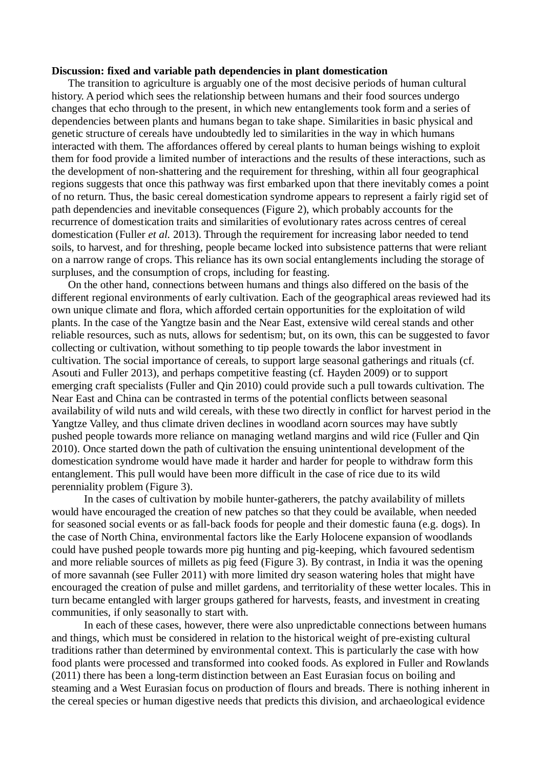**Discussion: fixed and variable path dependencies in plant domestication**

The transition to agriculture is arguably one of the most decisive periods of human cultural history. A period which sees the relationship between humans and their food sources undergo changes that echo through to the present, in which new entanglements took form and a series of dependencies between plants and humans began to take shape. Similarities in basic physical and genetic structure of cereals have undoubtedly led to similarities in the way in which humans interacted with them. The affordances offered by cereal plants to human beings wishing to exploit them for food provide a limited number of interactions and the results of these interactions, such as the development of non-shattering and the requirement for threshing, within all four geographical regions suggests that once this pathway was first embarked upon that there inevitably comes a point of no return. Thus, the basic cereal domestication syndrome appears to represent a fairly rigid set of path dependencies and inevitable consequences (Figure 2), which probably accounts for the recurrence of domestication traits and similarities of evolutionary rates across centres of cereal domestication (Fuller *et al.* 2013). Through the requirement for increasing labor needed to tend soils, to harvest, and for threshing, people became locked into subsistence patterns that were reliant on a narrow range of crops. This reliance has its own social entanglements including the storage of surpluses, and the consumption of crops, including for feasting.

On the other hand, connections between humans and things also differed on the basis of the different regional environments of early cultivation. Each of the geographical areas reviewed had its own unique climate and flora, which afforded certain opportunities for the exploitation of wild plants. In the case of the Yangtze basin and the Near East, extensive wild cereal stands and other reliable resources, such as nuts, allows for sedentism; but, on its own, this can be suggested to favor collecting or cultivation, without something to tip people towards the labor investment in cultivation. The social importance of cereals, to support large seasonal gatherings and rituals (cf. Asouti and Fuller 2013), and perhaps competitive feasting (cf. Hayden 2009) or to support emerging craft specialists (Fuller and Qin 2010) could provide such a pull towards cultivation. The Near East and China can be contrasted in terms of the potential conflicts between seasonal availability of wild nuts and wild cereals, with these two directly in conflict for harvest period in the Yangtze Valley, and thus climate driven declines in woodland acorn sources may have subtly pushed people towards more reliance on managing wetland margins and wild rice (Fuller and Qin 2010). Once started down the path of cultivation the ensuing unintentional development of the domestication syndrome would have made it harder and harder for people to withdraw form this entanglement. This pull would have been more difficult in the case of rice due to its wild perenniality problem (Figure 3).

In the cases of cultivation by mobile hunter-gatherers, the patchy availability of millets would have encouraged the creation of new patches so that they could be available, when needed for seasoned social events or as fall-back foods for people and their domestic fauna (e.g. dogs). In the case of North China, environmental factors like the Early Holocene expansion of woodlands could have pushed people towards more pig hunting and pig-keeping, which favoured sedentism and more reliable sources of millets as pig feed (Figure 3). By contrast, in India it was the opening of more savannah (see Fuller 2011) with more limited dry season watering holes that might have encouraged the creation of pulse and millet gardens, and territoriality of these wetter locales. This in turn became entangled with larger groups gathered for harvests, feasts, and investment in creating communities, if only seasonally to start with.

In each of these cases, however, there were also unpredictable connections between humans and things, which must be considered in relation to the historical weight of pre-existing cultural traditions rather than determined by environmental context. This is particularly the case with how food plants were processed and transformed into cooked foods. As explored in Fuller and Rowlands (2011) there has been a long-term distinction between an East Eurasian focus on boiling and steaming and a West Eurasian focus on production of flours and breads. There is nothing inherent in the cereal species or human digestive needs that predicts this division, and archaeological evidence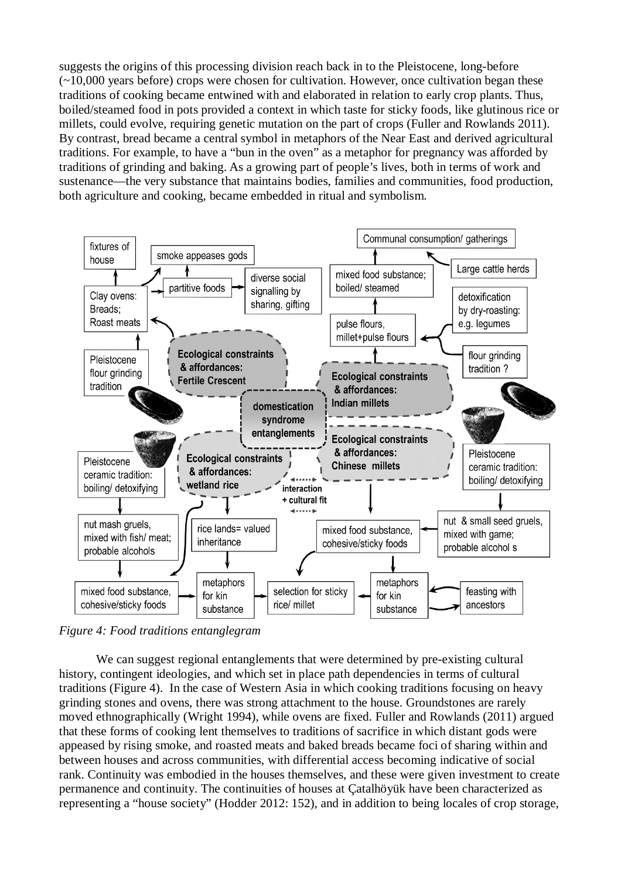suggests the origins of this processing division reach back in to the Pleistocene, long-before (~10,000 years before) crops were chosen for cultivation. However, once cultivation began these traditions of cooking became entwined with and elaborated in relation to early crop plants. Thus, boiled/steamed food in pots provided a context in which taste for sticky foods, like glutinous rice or millets, could evolve, requiring genetic mutation on the part of crops (Fuller and Rowlands 2011). By contrast, bread became a central symbol in metaphors of the Near East and derived agricultural traditions. For example, to have a "bun in the oven" as a metaphor for pregnancy was afforded by traditions of grinding and baking. As a growing part of people's lives, both in terms of work and sustenance—the very substance that maintains bodies, families and communities, food production, both agriculture and cooking, became embedded in ritual and symbolism.

*Figure 4: Food traditions entanglegram*

We can suggest regional entanglements that were determined by pre-existing cultural history, contingent ideologies, and which set in place path dependencies in terms of cultural traditions (Figure 4). In the case of Western Asia in which cooking traditions focusing on heavy grinding stones and ovens, there was strong attachment to the house. Groundstones are rarely moved ethnographically (Wright 1994), while ovens are fixed. Fuller and Rowlands (2011) argued that these forms of cooking lent themselves to traditions of sacrifice in which distant gods were appeased by rising smoke, and roasted meats and baked breads became foci of sharing within and between houses and across communities, with differential access becoming indicative of social rank. Continuity was embodied in the houses themselves, and these were given investment to create permanence and continuity. The continuities of houses at Çatalhöyük have been characterized as representing a "house society" (Hodder 2012: 152), and in addition to being locales of crop storage,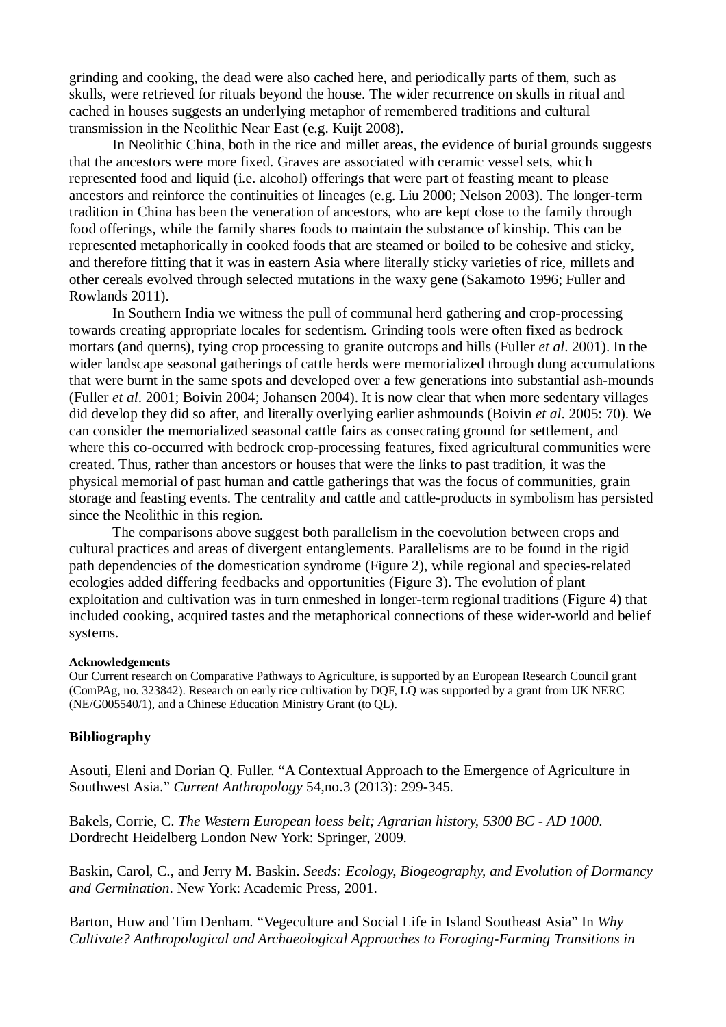grinding and cooking, the dead were also cached here, and periodically parts of them, such as skulls, were retrieved for rituals beyond the house. The wider recurrence on skulls in ritual and cached in houses suggests an underlying metaphor of remembered traditions and cultural transmission in the Neolithic Near East (e.g. Kuijt 2008).

In Neolithic China, both in the rice and millet areas, the evidence of burial grounds suggests that the ancestors were more fixed. Graves are associated with ceramic vessel sets, which represented food and liquid (i.e. alcohol) offerings that were part of feasting meant to please ancestors and reinforce the continuities of lineages (e.g. Liu 2000; Nelson 2003). The longer-term tradition in China has been the veneration of ancestors, who are kept close to the family through food offerings, while the family shares foods to maintain the substance of kinship. This can be represented metaphorically in cooked foods that are steamed or boiled to be cohesive and sticky, and therefore fitting that it was in eastern Asia where literally sticky varieties of rice, millets and other cereals evolved through selected mutations in the waxy gene (Sakamoto 1996; Fuller and Rowlands 2011).

In Southern India we witness the pull of communal herd gathering and crop-processing towards creating appropriate locales for sedentism. Grinding tools were often fixed as bedrock mortars (and querns), tying crop processing to granite outcrops and hills (Fuller *et al*. 2001). In the wider landscape seasonal gatherings of cattle herds were memorialized through dung accumulations that were burnt in the same spots and developed over a few generations into substantial ash-mounds (Fuller *et al*. 2001; Boivin 2004; Johansen 2004). It is now clear that when more sedentary villages did develop they did so after, and literally overlying earlier ashmounds (Boivin *et al*. 2005: 70). We can consider the memorialized seasonal cattle fairs as consecrating ground for settlement, and where this co-occurred with bedrock crop-processing features, fixed agricultural communities were created. Thus, rather than ancestors or houses that were the links to past tradition, it was the physical memorial of past human and cattle gatherings that was the focus of communities, grain storage and feasting events. The centrality and cattle and cattle-products in symbolism has persisted since the Neolithic in this region.

The comparisons above suggest both parallelism in the coevolution between crops and cultural practices and areas of divergent entanglements. Parallelisms are to be found in the rigid path dependencies of the domestication syndrome (Figure 2), while regional and species-related ecologies added differing feedbacks and opportunities (Figure 3). The evolution of plant exploitation and cultivation was in turn enmeshed in longer-term regional traditions (Figure 4) that included cooking, acquired tastes and the metaphorical connections of these wider-world and belief systems.

**Acknowledgements**

Our Current research on Comparative Pathways to Agriculture, is supported by an European Research Council grant (ComPAg, no. 323842). Research on early rice cultivation by DQF, LQ was supported by a grant from UK NERC (NE/G005540/1), and a Chinese Education Ministry Grant (to QL).

## Bibliography

Asouti, Eleni and Dorian Q. Fuller. "A Contextual Approach to the Emergence of Agriculture in Southwest Asia." *Current Anthropology* 54,no.3 (2013): 299-345.

Bakels, Corrie, C. *The Western European loess belt; Agrarian history, 5300 BC - AD 1000*. Dordrecht Heidelberg London New York: Springer, 2009.

Baskin, Carol, C., and Jerry M. Baskin. *Seeds: Ecology, Biogeography, and Evolution of Dormancy and Germination*. New York: Academic Press, 2001.

Barton, Huw and Tim Denham. "Vegeculture and Social Life in Island Southeast Asia" In *Why Cultivate? Anthropological and Archaeological Approaches to Foraging-Farming Transitions in*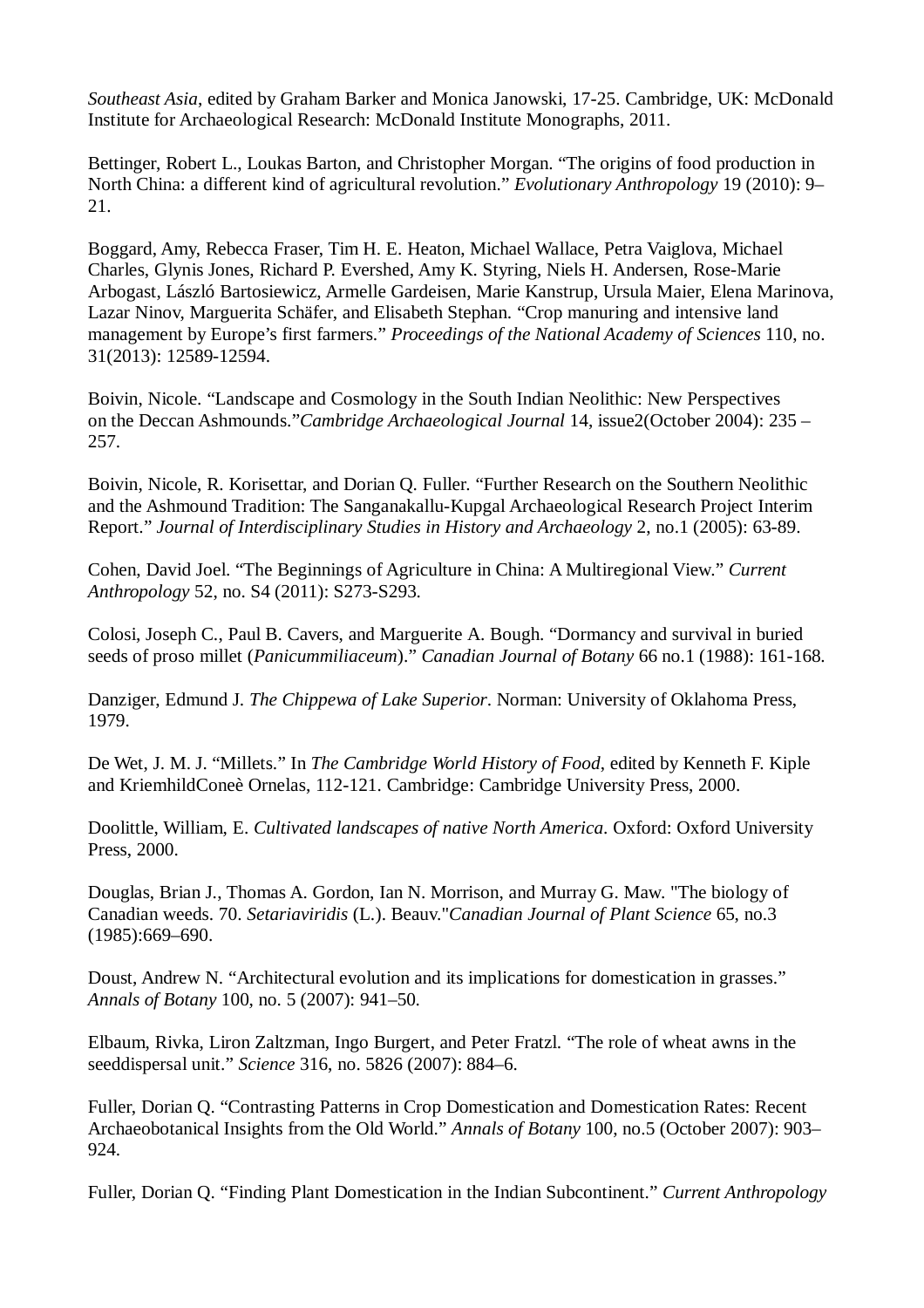*Southeast Asia*, edited by Graham Barker and Monica Janowski, 17-25. Cambridge, UK: McDonald Institute for Archaeological Research: McDonald Institute Monographs, 2011.

Bettinger, Robert L., Loukas Barton, and Christopher Morgan. “The origins of food production in North China: a different kind of agricultural revolution.” *Evolutionary Anthropology* 19 (2010): 9–21.

Boggard, Amy, Rebecca Fraser, Tim H. E. Heaton, Michael Wallace, Petra Vaiglova, Michael Charles, Glynis Jones, Richard P. Evershed, Amy K. Styring, Niels H. Andersen, Rose-Marie Arbogast, László Bartosiewicz, Armelle Gardeisen, Marie Kanstrup, Ursula Maier, Elena Marinova, Lazar Ninov, Marguerita Schäfer, and Elisabeth Stephan. “Crop manuring and intensive land management by Europe’s first farmers.” *Proceedings of the National Academy of Sciences* 110, no. 31(2013): 12589-12594.

Boivin, Nicole. “Landscape and Cosmology in the South Indian Neolithic: New Perspectives on the Deccan Ashmounds.”*Cambridge Archaeological Journal* 14, issue2(October 2004): 235 – 257.

Boivin, Nicole, R. Korisettar, and Dorian Q. Fuller. “Further Research on the Southern Neolithic and the Ashmound Tradition: The Sanganakallu-Kupgal Archaeological Research Project Interim Report.” *Journal of Interdisciplinary Studies in History and Archaeology* 2, no.1 (2005): 63-89.

Cohen, David Joel. “The Beginnings of Agriculture in China: A Multiregional View.” *Current Anthropology* 52, no. S4 (2011): S273-S293.

Colosi, Joseph C., Paul B. Cavers, and Marguerite A. Bough. “Dormancy and survival in buried seeds of proso millet (*Panicummiliaceum*).” *Canadian Journal of Botany* 66 no.1 (1988): 161-168.

Danziger, Edmund J. *The Chippewa of Lake Superior*. Norman: University of Oklahoma Press, 1979.

De Wet, J. M. J. “Millets.” In *The Cambridge World History of Food*, edited by Kenneth F. Kiple and KriemhildConeè Ornelas, 112-121. Cambridge: Cambridge University Press, 2000.

Doolittle, William, E. *Cultivated landscapes of native North America*. Oxford: Oxford University Press, 2000.

Douglas, Brian J., Thomas A. Gordon, Ian N. Morrison, and Murray G. Maw. "The biology of Canadian weeds. 70. *Setariaviridis* (L.). Beauv."*Canadian Journal of Plant Science* 65, no.3 (1985):669–690.

Doust, Andrew N. “Architectural evolution and its implications for domestication in grasses.” *Annals of Botany* 100, no. 5 (2007): 941–50.

Elbaum, Rivka, Liron Zaltzman, Ingo Burgert, and Peter Fratzl. “The role of wheat awns in the seeddispersal unit.” *Science* 316, no. 5826 (2007): 884–6.

Fuller, Dorian Q. “Contrasting Patterns in Crop Domestication and Domestication Rates: Recent Archaeobotanical Insights from the Old World.” *Annals of Botany* 100, no.5 (October 2007): 903–924.

Fuller, Dorian Q. “Finding Plant Domestication in the Indian Subcontinent.” *Current Anthropology*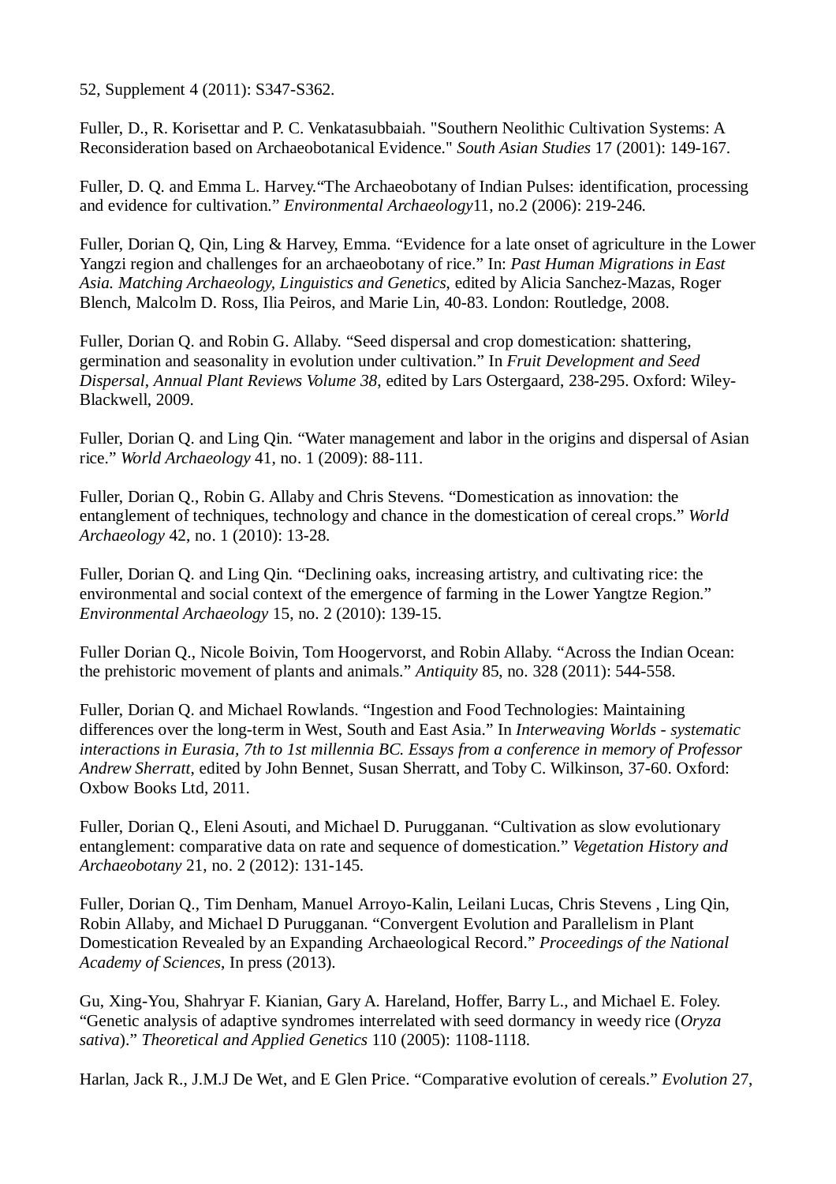52, Supplement 4 (2011): S347-S362.

Fuller, D., R. Korisettar and P. C. Venkatasubbaiah. "Southern Neolithic Cultivation Systems: A Reconsideration based on Archaeobotanical Evidence." *South Asian Studies* 17 (2001): 149-167.

Fuller, D. Q. and Emma L. Harvey.“The Archaeobotany of Indian Pulses: identification, processing and evidence for cultivation.” *Environmental Archaeology*11, no.2 (2006): 219-246.

Fuller, Dorian Q, Qin, Ling & Harvey, Emma. “Evidence for a late onset of agriculture in the Lower Yangzi region and challenges for an archaeobotany of rice.” In: *Past Human Migrations in East Asia. Matching Archaeology, Linguistics and Genetics*, edited by Alicia Sanchez-Mazas, Roger Blench, Malcolm D. Ross, Ilia Peiros, and Marie Lin, 40-83. London: Routledge, 2008.

Fuller, Dorian Q. and Robin G. Allaby. “Seed dispersal and crop domestication: shattering, germination and seasonality in evolution under cultivation.” In *Fruit Development and Seed Dispersal, Annual Plant Reviews Volume 38*, edited by Lars Ostergaard, 238-295. Oxford: Wiley-Blackwell, 2009.

Fuller, Dorian Q. and Ling Qin. “Water management and labor in the origins and dispersal of Asian rice.” *World Archaeology* 41, no. 1 (2009): 88-111.

Fuller, Dorian Q., Robin G. Allaby and Chris Stevens. “Domestication as innovation: the entanglement of techniques, technology and chance in the domestication of cereal crops.” *World Archaeology* 42, no. 1 (2010): 13-28.

Fuller, Dorian Q. and Ling Qin. “Declining oaks, increasing artistry, and cultivating rice: the environmental and social context of the emergence of farming in the Lower Yangtze Region.” *Environmental Archaeology* 15, no. 2 (2010): 139-15.

Fuller Dorian Q., Nicole Boivin, Tom Hoogervorst, and Robin Allaby. “Across the Indian Ocean: the prehistoric movement of plants and animals.” *Antiquity* 85, no. 328 (2011): 544-558.

Fuller, Dorian Q. and Michael Rowlands. “Ingestion and Food Technologies: Maintaining differences over the long-term in West, South and East Asia.” In *Interweaving Worlds - systematic interactions in Eurasia, 7th to 1st millennia BC. Essays from a conference in memory of Professor Andrew Sherratt*, edited by John Bennet, Susan Sherratt, and Toby C. Wilkinson, 37-60. Oxford: Oxbow Books Ltd, 2011.

Fuller, Dorian Q., Eleni Asouti, and Michael D. Purugganan. “Cultivation as slow evolutionary entanglement: comparative data on rate and sequence of domestication.” *Vegetation History and Archaeobotany* 21, no. 2 (2012): 131-145.

Fuller, Dorian Q., Tim Denham, Manuel Arroyo-Kalin, Leilani Lucas, Chris Stevens , Ling Qin, Robin Allaby, and Michael D Purugganan. “Convergent Evolution and Parallelism in Plant Domestication Revealed by an Expanding Archaeological Record.” *Proceedings of the National Academy of Sciences*, In press (2013).

Gu, Xing-You, Shahryar F. Kianian, Gary A. Hareland, Hoffer, Barry L., and Michael E. Foley. “Genetic analysis of adaptive syndromes interrelated with seed dormancy in weedy rice (*Oryza sativa*).” *Theoretical and Applied Genetics* 110 (2005): 1108-1118.

Harlan, Jack R., J.M.J De Wet, and E Glen Price. “Comparative evolution of cereals.” *Evolution* 27,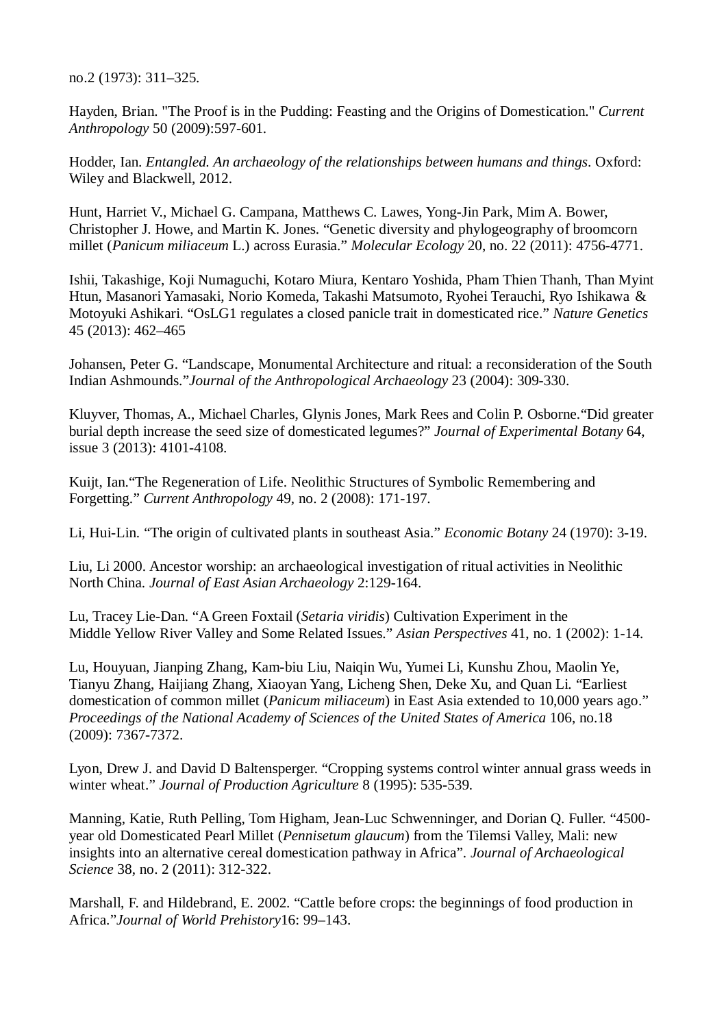no.2 (1973): 311–325.

Hayden, Brian. "The Proof is in the Pudding: Feasting and the Origins of Domestication." *Current Anthropology* 50 (2009):597-601.

Hodder, Ian. *Entangled. An archaeology of the relationships between humans and things*. Oxford: Wiley and Blackwell, 2012.

Hunt, Harriet V., Michael G. Campana, Matthews C. Lawes, Yong-Jin Park, Mim A. Bower, Christopher J. Howe, and Martin K. Jones. "Genetic diversity and phylogeography of broomcorn millet (*Panicum miliaceum* L.) across Eurasia." *Molecular Ecology* 20, no. 22 (2011): 4756-4771.

Ishii, Takashige, Koji Numaguchi, Kotaro Miura, Kentaro Yoshida, Pham Thien Thanh, Than Myint Htun, Masanori Yamasaki, Norio Komeda, Takashi Matsumoto, Ryohei Terauchi, Ryo Ishikawa & Motoyuki Ashikari. "OsLG1 regulates a closed panicle trait in domesticated rice." *Nature Genetics* 45 (2013): 462–465

Johansen, Peter G. "Landscape, Monumental Architecture and ritual: a reconsideration of the South Indian Ashmounds."*Journal of the Anthropological Archaeology* 23 (2004): 309-330.

Kluyver, Thomas, A., Michael Charles, Glynis Jones, Mark Rees and Colin P. Osborne."Did greater burial depth increase the seed size of domesticated legumes?" *Journal of Experimental Botany* 64, issue 3 (2013): 4101-4108.

Kuijt, Ian."The Regeneration of Life. Neolithic Structures of Symbolic Remembering and Forgetting." *Current Anthropology* 49, no. 2 (2008): 171-197.

Li, Hui-Lin. "The origin of cultivated plants in southeast Asia." *Economic Botany* 24 (1970): 3-19.

Liu, Li 2000. Ancestor worship: an archaeological investigation of ritual activities in Neolithic North China. *Journal of East Asian Archaeology* 2:129-164.

Lu, Tracey Lie-Dan. "A Green Foxtail (*Setaria viridis*) Cultivation Experiment in the Middle Yellow River Valley and Some Related Issues." *Asian Perspectives* 41, no. 1 (2002): 1-14.

Lu, Houyuan, Jianping Zhang, Kam-biu Liu, Naiqin Wu, Yumei Li, Kunshu Zhou, Maolin Ye, Tianyu Zhang, Haijiang Zhang, Xiaoyan Yang, Licheng Shen, Deke Xu, and Quan Li. "Earliest domestication of common millet (*Panicum miliaceum*) in East Asia extended to 10,000 years ago." *Proceedings of the National Academy of Sciences of the United States of America* 106, no.18 (2009): 7367-7372.

Lyon, Drew J. and David D Baltensperger. "Cropping systems control winter annual grass weeds in winter wheat." *Journal of Production Agriculture* 8 (1995): 535-539.

Manning, Katie, Ruth Pelling, Tom Higham, Jean-Luc Schwenninger, and Dorian Q. Fuller. "4500-year old Domesticated Pearl Millet (*Pennisetum glaucum*) from the Tilemsi Valley, Mali: new insights into an alternative cereal domestication pathway in Africa". *Journal of Archaeological Science* 38, no. 2 (2011): 312-322.

Marshall, F. and Hildebrand, E. 2002. "Cattle before crops: the beginnings of food production in Africa."*Journal of World Prehistory*16: 99–143.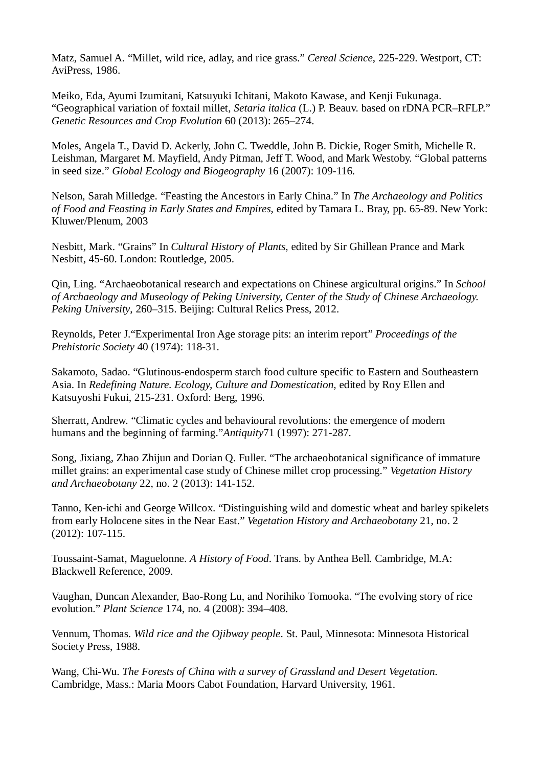Matz, Samuel A. "Millet, wild rice, adlay, and rice grass." *Cereal Science*, 225-229. Westport, CT: AviPress, 1986.

Meiko, Eda, Ayumi Izumitani, Katsuyuki Ichitani, Makoto Kawase, and Kenji Fukunaga. "Geographical variation of foxtail millet, *Setaria italica* (L.) P. Beauv. based on rDNA PCR–RFLP." *Genetic Resources and Crop Evolution* 60 (2013): 265–274.

Moles, Angela T., David D. Ackerly, John C. Tweddle, John B. Dickie, Roger Smith, Michelle R. Leishman, Margaret M. Mayfield, Andy Pitman, Jeff T. Wood, and Mark Westoby. "Global patterns in seed size." *Global Ecology and Biogeography* 16 (2007): 109-116.

Nelson, Sarah Milledge. "Feasting the Ancestors in Early China." In *The Archaeology and Politics of Food and Feasting in Early States and Empires*, edited by Tamara L. Bray, pp. 65-89. New York: Kluwer/Plenum, 2003

Nesbitt, Mark. "Grains" In *Cultural History of Plants*, edited by Sir Ghillean Prance and Mark Nesbitt, 45-60. London: Routledge, 2005.

Qin, Ling. "Archaeobotanical research and expectations on Chinese argicultural origins." In *School of Archaeology and Museology of Peking University, Center of the Study of Chinese Archaeology. Peking University*, 260–315. Beijing: Cultural Relics Press, 2012.

Reynolds, Peter J."Experimental Iron Age storage pits: an interim report" *Proceedings of the Prehistoric Society* 40 (1974): 118-31.

Sakamoto, Sadao. "Glutinous-endosperm starch food culture specific to Eastern and Southeastern Asia. In *Redefining Nature. Ecology, Culture and Domestication*, edited by Roy Ellen and Katsuyoshi Fukui, 215-231. Oxford: Berg, 1996.

Sherratt, Andrew. "Climatic cycles and behavioural revolutions: the emergence of modern humans and the beginning of farming."*Antiquity*71 (1997): 271-287.

Song, Jixiang, Zhao Zhijun and Dorian Q. Fuller. "The archaeobotanical significance of immature millet grains: an experimental case study of Chinese millet crop processing." *Vegetation History and Archaeobotany* 22, no. 2 (2013): 141-152.

Tanno, Ken-ichi and George Willcox. "Distinguishing wild and domestic wheat and barley spikelets from early Holocene sites in the Near East." *Vegetation History and Archaeobotany* 21, no. 2 (2012): 107-115.

Toussaint-Samat, Maguelonne. *A History of Food*. Trans. by Anthea Bell. Cambridge, M.A: Blackwell Reference, 2009.

Vaughan, Duncan Alexander, Bao-Rong Lu, and Norihiko Tomooka. "The evolving story of rice evolution." *Plant Science* 174, no. 4 (2008): 394–408.

Vennum, Thomas. *Wild rice and the Ojibway people*. St. Paul, Minnesota: Minnesota Historical Society Press, 1988.

Wang, Chi-Wu. *The Forests of China with a survey of Grassland and Desert Vegetation.* Cambridge, Mass.: Maria Moors Cabot Foundation, Harvard University, 1961.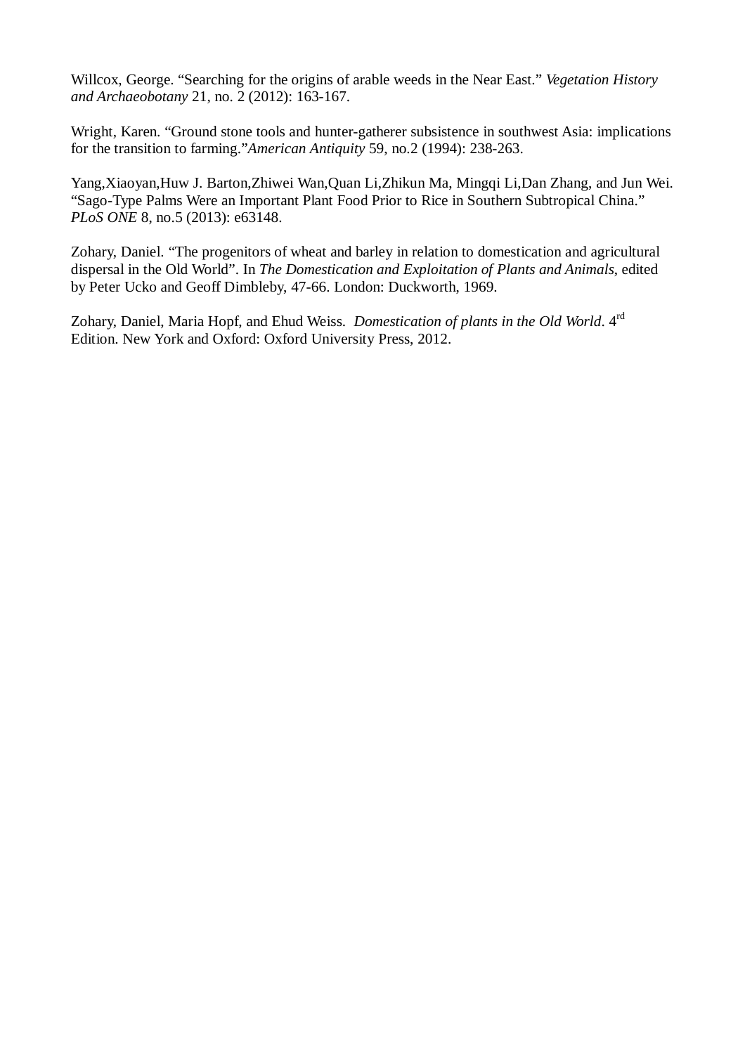Willcox, George. “Searching for the origins of arable weeds in the Near East.” *Vegetation History and Archaeobotany* 21, no. 2 (2012): 163-167.

Wright, Karen. “Ground stone tools and hunter-gatherer subsistence in southwest Asia: implications for the transition to farming.”*American Antiquity* 59, no.2 (1994): 238-263.

Yang,Xiaoyan,Huw J. Barton,Zhiwei Wan,Quan Li,Zhikun Ma, Mingqi Li,Dan Zhang, and Jun Wei. “Sago-Type Palms Were an Important Plant Food Prior to Rice in Southern Subtropical China.” *PLoS ONE* 8, no.5 (2013): e63148.

Zohary, Daniel. “The progenitors of wheat and barley in relation to domestication and agricultural dispersal in the Old World”. In *The Domestication and Exploitation of Plants and Animals*, edited by Peter Ucko and Geoff Dimbleby, 47-66. London: Duckworth, 1969.

Zohary, Daniel, Maria Hopf, and Ehud Weiss. *Domestication of plants in the Old World*. 4rd Edition. New York and Oxford: Oxford University Press, 2012.